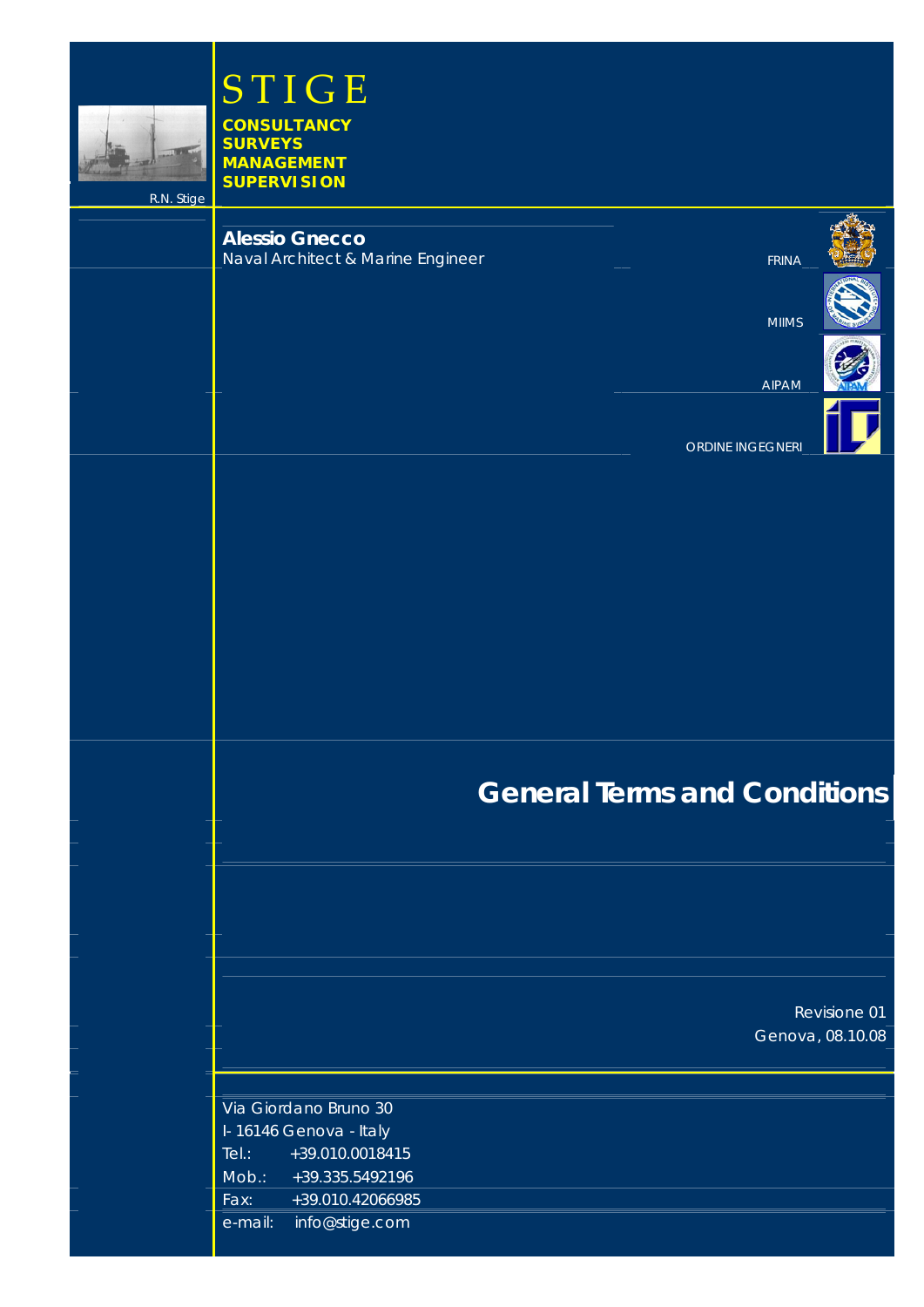R.N. Stige

# STIGE

**CONSULTANCY**
**SURVEYS**
**MANAGEMENT**
**SUPERVISION**

**Alessio Gnecco**
Naval Architect & Marine Engineer

FRINA

MIIMS

AIPAM

ORDINE INGEGNERI

# General Terms and Conditions

Revisione 01
Genova, 08.10.08

Via Giordano Bruno 30
I- 16146 Genova - Italy
Tel.: +39.010.0018415
Mob.: +39.335.5492196
Fax: +39.010.42066985
e-mail: info@stige.com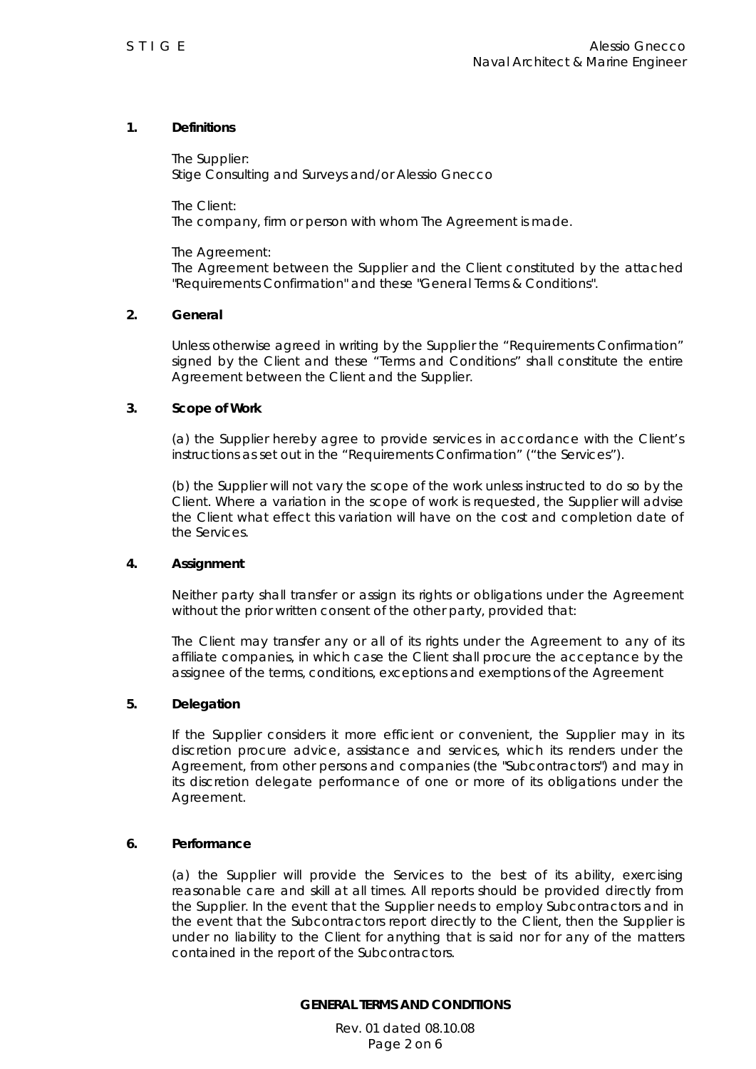## 1. Definitions

The Supplier:
Stige Consulting and Surveys and/or Alessio Gnecco

The Client:
The company, firm or person with whom The Agreement is made.

The Agreement:
The Agreement between the Supplier and the Client constituted by the attached "Requirements Confirmation" and these "General Terms & Conditions".

## 2. General

Unless otherwise agreed in writing by the Supplier the "Requirements Confirmation" signed by the Client and these "Terms and Conditions" shall constitute the entire Agreement between the Client and the Supplier.

## 3. Scope of Work

(a) the Supplier hereby agree to provide services in accordance with the Client's instructions as set out in the "Requirements Confirmation" ("the Services").

(b) the Supplier will not vary the scope of the work unless instructed to do so by the Client. Where a variation in the scope of work is requested, the Supplier will advise the Client what effect this variation will have on the cost and completion date of the Services.

## 4. Assignment

Neither party shall transfer or assign its rights or obligations under the Agreement without the prior written consent of the other party, provided that:

The Client may transfer any or all of its rights under the Agreement to any of its affiliate companies, in which case the Client shall procure the acceptance by the assignee of the terms, conditions, exceptions and exemptions of the Agreement

## 5. Delegation

If the Supplier considers it more efficient or convenient, the Supplier may in its discretion procure advice, assistance and services, which its renders under the Agreement, from other persons and companies (the "Subcontractors") and may in its discretion delegate performance of one or more of its obligations under the Agreement.

## 6. Performance

(a) the Supplier will provide the Services to the best of its ability, exercising reasonable care and skill at all times. All reports should be provided directly from the Supplier. In the event that the Supplier needs to employ Subcontractors and in the event that the Subcontractors report directly to the Client, then the Supplier is under no liability to the Client for anything that is said nor for any of the matters contained in the report of the Subcontractors.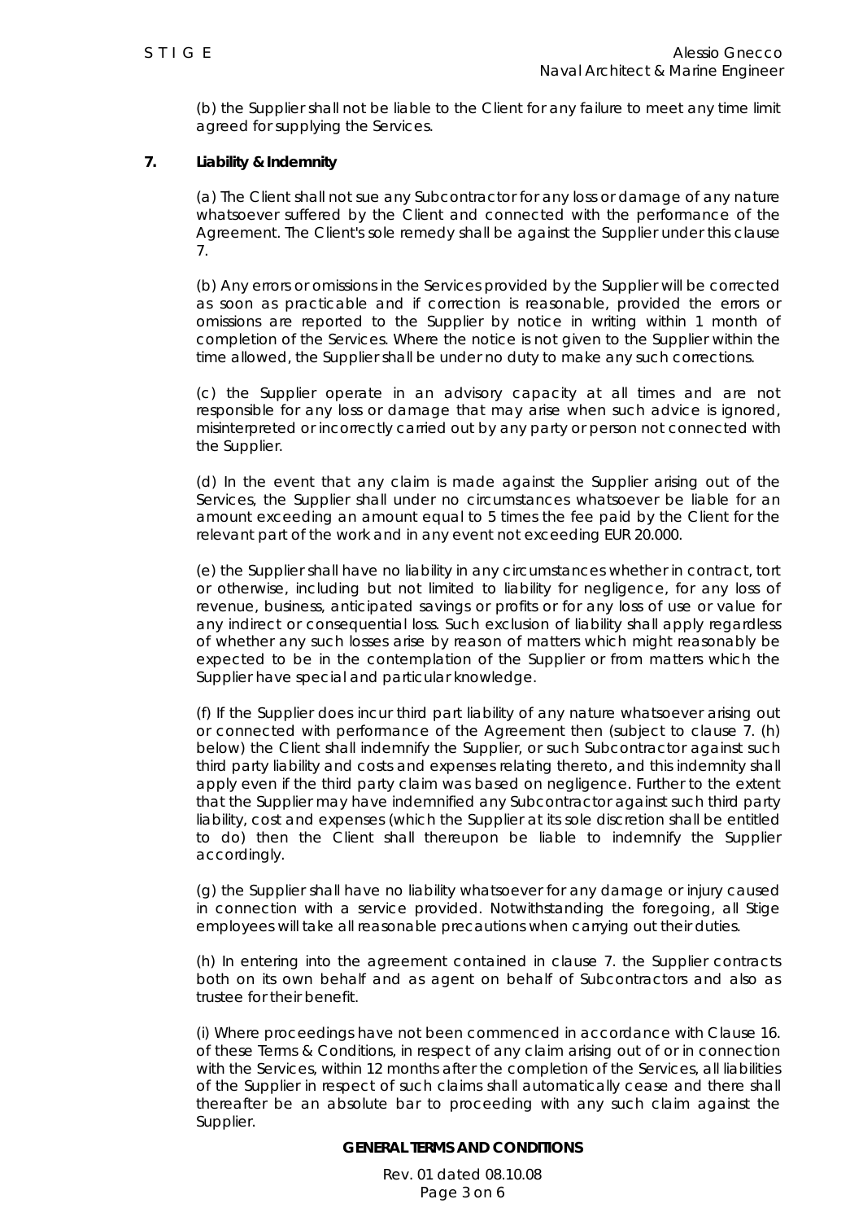(b) the Supplier shall not be liable to the Client for any failure to meet any time limit agreed for supplying the Services.

## 7. Liability & Indemnity

(a) The Client shall not sue any Subcontractor for any loss or damage of any nature whatsoever suffered by the Client and connected with the performance of the Agreement. The Client's sole remedy shall be against the Supplier under this clause 7.

(b) Any errors or omissions in the Services provided by the Supplier will be corrected as soon as practicable and if correction is reasonable, provided the errors or omissions are reported to the Supplier by notice in writing within 1 month of completion of the Services. Where the notice is not given to the Supplier within the time allowed, the Supplier shall be under no duty to make any such corrections.

(c) the Supplier operate in an advisory capacity at all times and are not responsible for any loss or damage that may arise when such advice is ignored, misinterpreted or incorrectly carried out by any party or person not connected with the Supplier.

(d) In the event that any claim is made against the Supplier arising out of the Services, the Supplier shall under no circumstances whatsoever be liable for an amount exceeding an amount equal to 5 times the fee paid by the Client for the relevant part of the work and in any event not exceeding EUR 20.000.

(e) the Supplier shall have no liability in any circumstances whether in contract, tort or otherwise, including but not limited to liability for negligence, for any loss of revenue, business, anticipated savings or profits or for any loss of use or value for any indirect or consequential loss. Such exclusion of liability shall apply regardless of whether any such losses arise by reason of matters which might reasonably be expected to be in the contemplation of the Supplier or from matters which the Supplier have special and particular knowledge.

(f) If the Supplier does incur third part liability of any nature whatsoever arising out or connected with performance of the Agreement then (subject to clause 7. (h) below) the Client shall indemnify the Supplier, or such Subcontractor against such third party liability and costs and expenses relating thereto, and this indemnity shall apply even if the third party claim was based on negligence. Further to the extent that the Supplier may have indemnified any Subcontractor against such third party liability, cost and expenses (which the Supplier at its sole discretion shall be entitled to do) then the Client shall thereupon be liable to indemnify the Supplier accordingly.

(g) the Supplier shall have no liability whatsoever for any damage or injury caused in connection with a service provided. Notwithstanding the foregoing, all Stige employees will take all reasonable precautions when carrying out their duties.

(h) In entering into the agreement contained in clause 7. the Supplier contracts both on its own behalf and as agent on behalf of Subcontractors and also as trustee for their benefit.

(i) Where proceedings have not been commenced in accordance with Clause 16. of these Terms & Conditions, in respect of any claim arising out of or in connection with the Services, within 12 months after the completion of the Services, all liabilities of the Supplier in respect of such claims shall automatically cease and there shall thereafter be an absolute bar to proceeding with any such claim against the Supplier.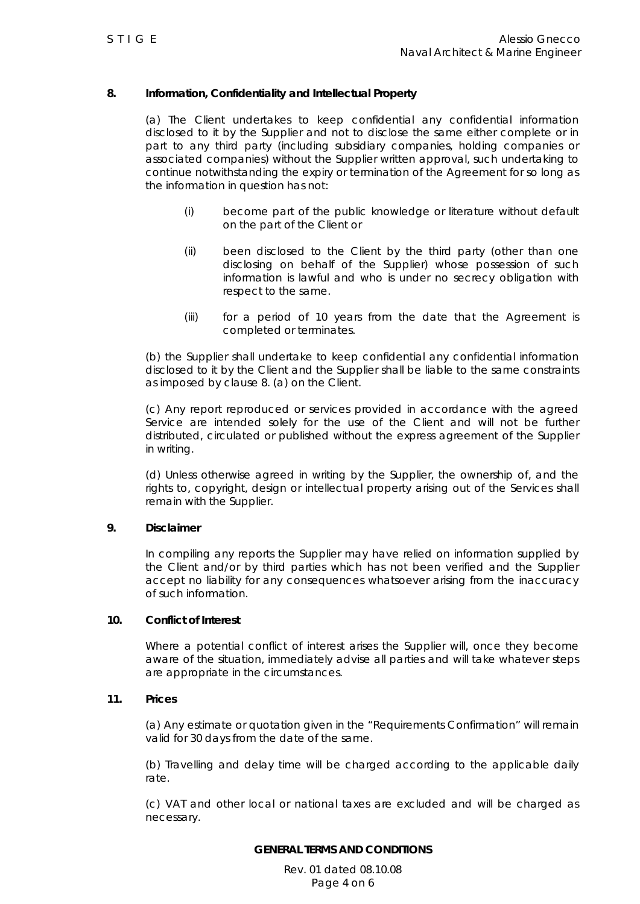## 8. Information, Confidentiality and Intellectual Property

(a) The Client undertakes to keep confidential any confidential information disclosed to it by the Supplier and not to disclose the same either complete or in part to any third party (including subsidiary companies, holding companies or associated companies) without the Supplier written approval, such undertaking to continue notwithstanding the expiry or termination of the Agreement for so long as the information in question has not:

- (i) become part of the public knowledge or literature without default on the part of the Client or
- (ii) been disclosed to the Client by the third party (other than one disclosing on behalf of the Supplier) whose possession of such information is lawful and who is under no secrecy obligation with respect to the same.
- (iii) for a period of 10 years from the date that the Agreement is completed or terminates.

(b) the Supplier shall undertake to keep confidential any confidential information disclosed to it by the Client and the Supplier shall be liable to the same constraints as imposed by clause 8. (a) on the Client.

(c) Any report reproduced or services provided in accordance with the agreed Service are intended solely for the use of the Client and will not be further distributed, circulated or published without the express agreement of the Supplier in writing.

(d) Unless otherwise agreed in writing by the Supplier, the ownership of, and the rights to, copyright, design or intellectual property arising out of the Services shall remain with the Supplier.

## 9. Disclaimer

In compiling any reports the Supplier may have relied on information supplied by the Client and/or by third parties which has not been verified and the Supplier accept no liability for any consequences whatsoever arising from the inaccuracy of such information.

## 10. Conflict of Interest

Where a potential conflict of interest arises the Supplier will, once they become aware of the situation, immediately advise all parties and will take whatever steps are appropriate in the circumstances.

## 11. Prices

(a) Any estimate or quotation given in the "Requirements Confirmation" will remain valid for 30 days from the date of the same.

(b) Travelling and delay time will be charged according to the applicable daily rate.

(c) VAT and other local or national taxes are excluded and will be charged as necessary.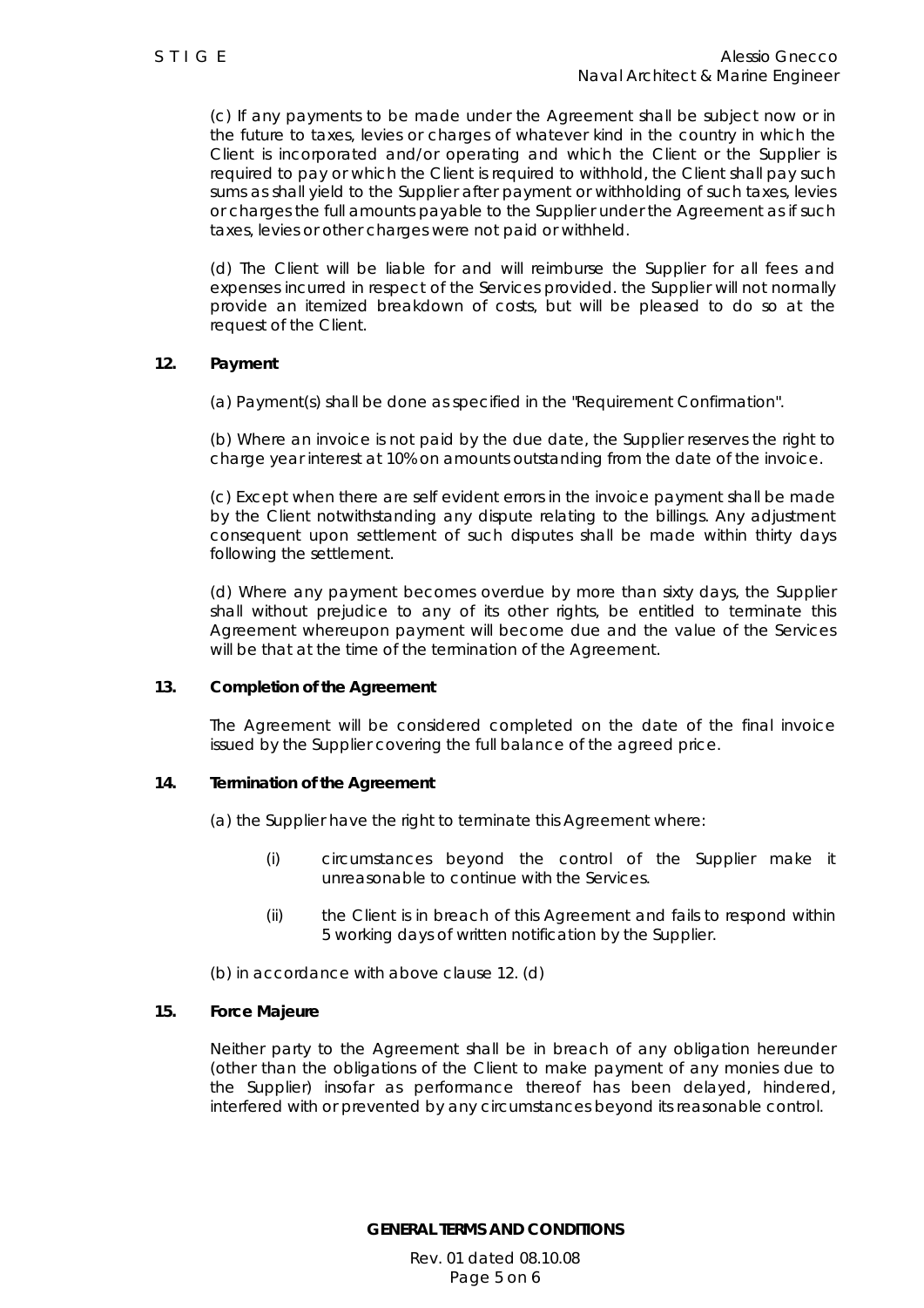(c) If any payments to be made under the Agreement shall be subject now or in the future to taxes, levies or charges of whatever kind in the country in which the Client is incorporated and/or operating and which the Client or the Supplier is required to pay or which the Client is required to withhold, the Client shall pay such sums as shall yield to the Supplier after payment or withholding of such taxes, levies or charges the full amounts payable to the Supplier under the Agreement as if such taxes, levies or other charges were not paid or withheld.

(d) The Client will be liable for and will reimburse the Supplier for all fees and expenses incurred in respect of the Services provided. the Supplier will not normally provide an itemized breakdown of costs, but will be pleased to do so at the request of the Client.

**12. Payment**

(a) Payment(s) shall be done as specified in the "Requirement Confirmation".

(b) Where an invoice is not paid by the due date, the Supplier reserves the right to charge year interest at 10% on amounts outstanding from the date of the invoice.

(c) Except when there are self evident errors in the invoice payment shall be made by the Client notwithstanding any dispute relating to the billings. Any adjustment consequent upon settlement of such disputes shall be made within thirty days following the settlement.

(d) Where any payment becomes overdue by more than sixty days, the Supplier shall without prejudice to any of its other rights, be entitled to terminate this Agreement whereupon payment will become due and the value of the Services will be that at the time of the termination of the Agreement.

**13. Completion of the Agreement**

The Agreement will be considered completed on the date of the final invoice issued by the Supplier covering the full balance of the agreed price.

**14. Termination of the Agreement**

(a) the Supplier have the right to terminate this Agreement where:

(i) circumstances beyond the control of the Supplier make it unreasonable to continue with the Services.

(ii) the Client is in breach of this Agreement and fails to respond within 5 working days of written notification by the Supplier.

(b) in accordance with above clause 12. (d)

**15. Force Majeure**

Neither party to the Agreement shall be in breach of any obligation hereunder (other than the obligations of the Client to make payment of any monies due to the Supplier) insofar as performance thereof has been delayed, hindered, interfered with or prevented by any circumstances beyond its reasonable control.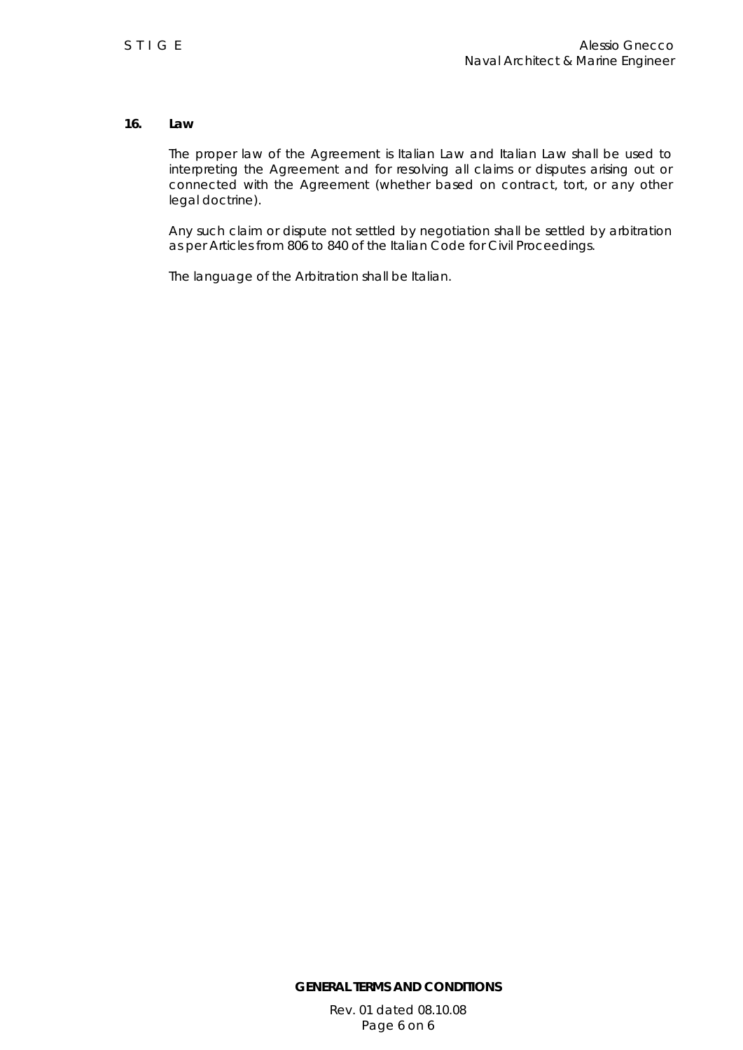## 16. Law

The proper law of the Agreement is Italian Law and Italian Law shall be used to interpreting the Agreement and for resolving all claims or disputes arising out or connected with the Agreement (whether based on contract, tort, or any other legal doctrine).

Any such claim or dispute not settled by negotiation shall be settled by arbitration as per Articles from 806 to 840 of the Italian Code for Civil Proceedings.

The language of the Arbitration shall be Italian.